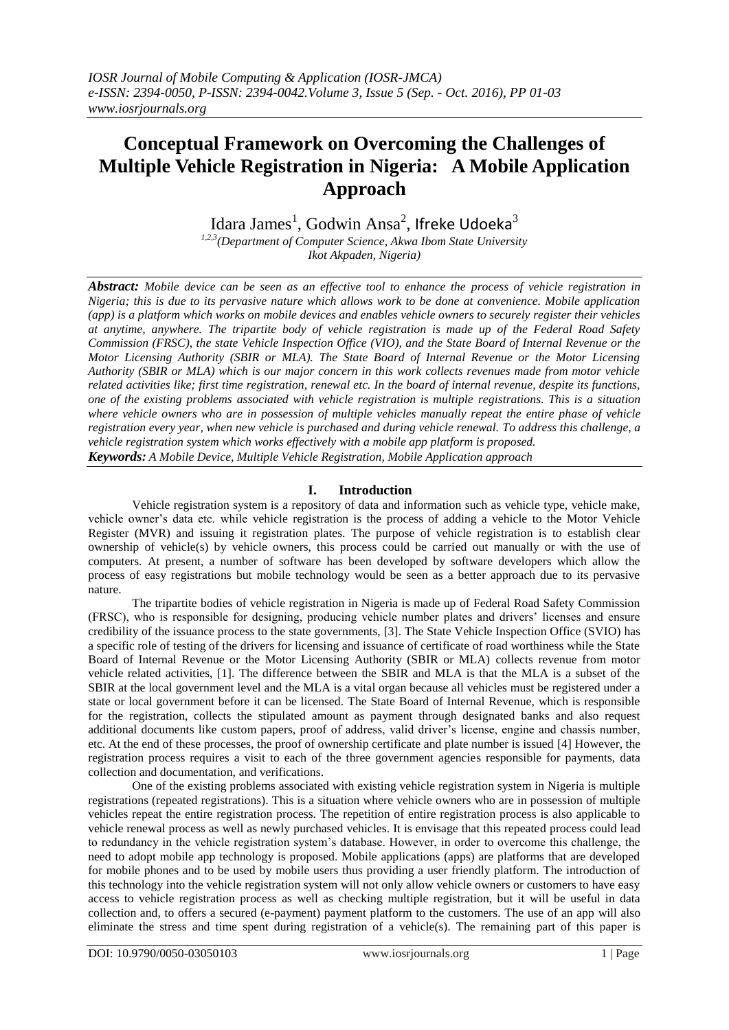# Conceptual Framework on Overcoming the Challenges of Multiple Vehicle Registration in Nigeria: A Mobile Application Approach

Idara James[1], Godwin Ansa[2], Ifreke Udoeka[3]

[1,2,3](Department of Computer Science, Akwa Ibom State University Ikot Akpaden, Nigeria)

***Abstract:*** *Mobile device can be seen as an effective tool to enhance the process of vehicle registration in Nigeria; this is due to its pervasive nature which allows work to be done at convenience. Mobile application (app) is a platform which works on mobile devices and enables vehicle owners to securely register their vehicles at anytime, anywhere. The tripartite body of vehicle registration is made up of the Federal Road Safety Commission (FRSC), the state Vehicle Inspection Office (VIO), and the State Board of Internal Revenue or the Motor Licensing Authority (SBIR or MLA). The State Board of Internal Revenue or the Motor Licensing Authority (SBIR or MLA) which is our major concern in this work collects revenues made from motor vehicle related activities like; first time registration, renewal etc. In the board of internal revenue, despite its functions, one of the existing problems associated with vehicle registration is multiple registrations. This is a situation where vehicle owners who are in possession of multiple vehicles manually repeat the entire phase of vehicle registration every year, when new vehicle is purchased and during vehicle renewal. To address this challenge, a vehicle registration system which works effectively with a mobile app platform is proposed.*

***Keywords:*** *A Mobile Device, Multiple Vehicle Registration, Mobile Application approach*

## I. Introduction

Vehicle registration system is a repository of data and information such as vehicle type, vehicle make, vehicle owner's data etc. while vehicle registration is the process of adding a vehicle to the Motor Vehicle Register (MVR) and issuing it registration plates. The purpose of vehicle registration is to establish clear ownership of vehicle(s) by vehicle owners, this process could be carried out manually or with the use of computers. At present, a number of software has been developed by software developers which allow the process of easy registrations but mobile technology would be seen as a better approach due to its pervasive nature.

The tripartite bodies of vehicle registration in Nigeria is made up of Federal Road Safety Commission (FRSC), who is responsible for designing, producing vehicle number plates and drivers' licenses and ensure credibility of the issuance process to the state governments, [3]. The State Vehicle Inspection Office (SVIO) has a specific role of testing of the drivers for licensing and issuance of certificate of road worthiness while the State Board of Internal Revenue or the Motor Licensing Authority (SBIR or MLA) collects revenue from motor vehicle related activities, [1]. The difference between the SBIR and MLA is that the MLA is a subset of the SBIR at the local government level and the MLA is a vital organ because all vehicles must be registered under a state or local government before it can be licensed. The State Board of Internal Revenue, which is responsible for the registration, collects the stipulated amount as payment through designated banks and also request additional documents like custom papers, proof of address, valid driver's license, engine and chassis number, etc. At the end of these processes, the proof of ownership certificate and plate number is issued [4] However, the registration process requires a visit to each of the three government agencies responsible for payments, data collection and documentation, and verifications.

One of the existing problems associated with existing vehicle registration system in Nigeria is multiple registrations (repeated registrations). This is a situation where vehicle owners who are in possession of multiple vehicles repeat the entire registration process. The repetition of entire registration process is also applicable to vehicle renewal process as well as newly purchased vehicles. It is envisage that this repeated process could lead to redundancy in the vehicle registration system's database. However, in order to overcome this challenge, the need to adopt mobile app technology is proposed. Mobile applications (apps) are platforms that are developed for mobile phones and to be used by mobile users thus providing a user friendly platform. The introduction of this technology into the vehicle registration system will not only allow vehicle owners or customers to have easy access to vehicle registration process as well as checking multiple registration, but it will be useful in data collection and, to offers a secured (e-payment) payment platform to the customers. The use of an app will also eliminate the stress and time spent during registration of a vehicle(s). The remaining part of this paper is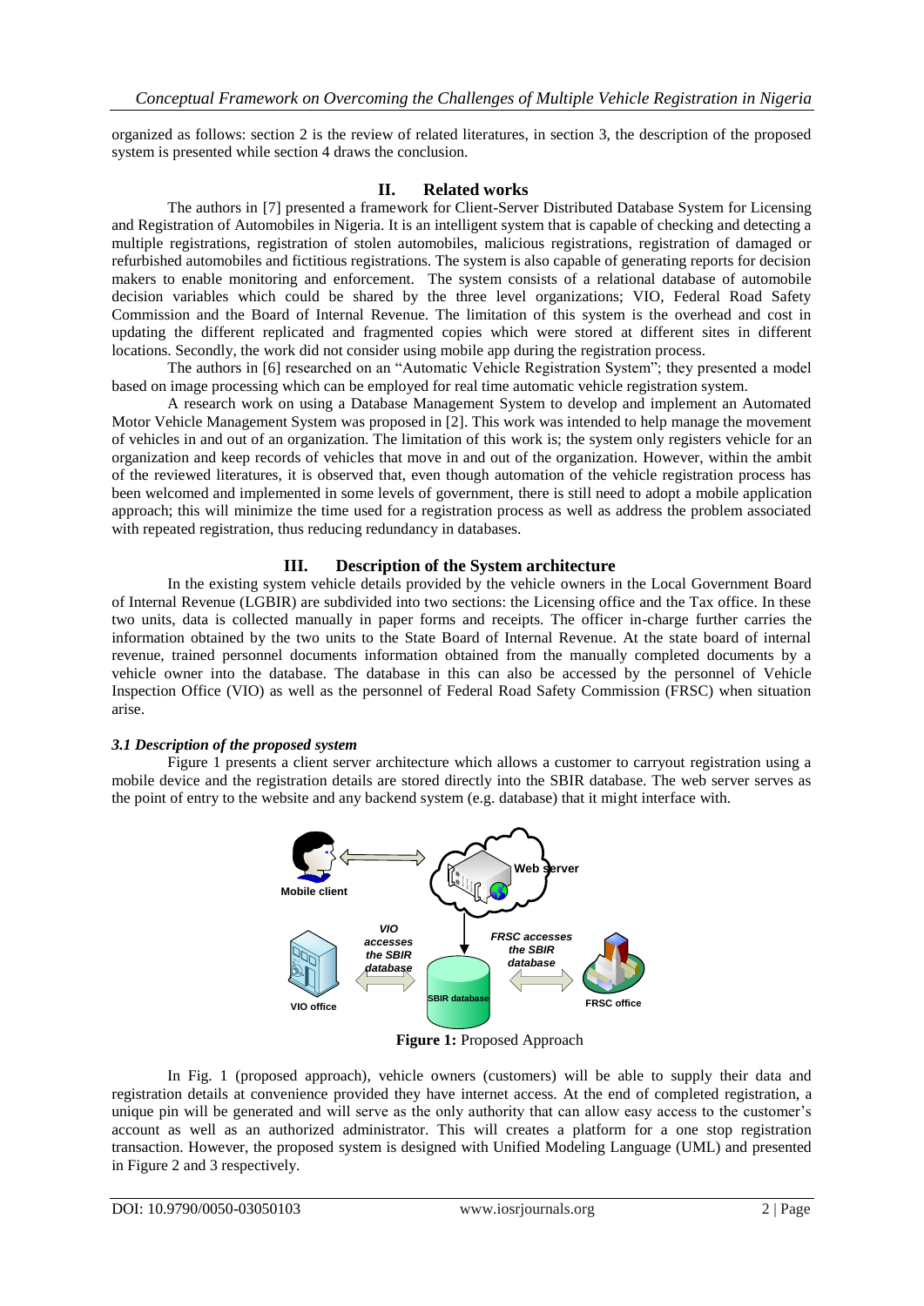organized as follows: section 2 is the review of related literatures, in section 3, the description of the proposed system is presented while section 4 draws the conclusion.

## II. Related works

The authors in [7] presented a framework for Client-Server Distributed Database System for Licensing and Registration of Automobiles in Nigeria. It is an intelligent system that is capable of checking and detecting a multiple registrations, registration of stolen automobiles, malicious registrations, registration of damaged or refurbished automobiles and fictitious registrations. The system is also capable of generating reports for decision makers to enable monitoring and enforcement. The system consists of a relational database of automobile decision variables which could be shared by the three level organizations; VIO, Federal Road Safety Commission and the Board of Internal Revenue. The limitation of this system is the overhead and cost in updating the different replicated and fragmented copies which were stored at different sites in different locations. Secondly, the work did not consider using mobile app during the registration process.

The authors in [6] researched on an "Automatic Vehicle Registration System"; they presented a model based on image processing which can be employed for real time automatic vehicle registration system.

A research work on using a Database Management System to develop and implement an Automated Motor Vehicle Management System was proposed in [2]. This work was intended to help manage the movement of vehicles in and out of an organization. The limitation of this work is; the system only registers vehicle for an organization and keep records of vehicles that move in and out of the organization. However, within the ambit of the reviewed literatures, it is observed that, even though automation of the vehicle registration process has been welcomed and implemented in some levels of government, there is still need to adopt a mobile application approach; this will minimize the time used for a registration process as well as address the problem associated with repeated registration, thus reducing redundancy in databases.

## III. Description of the System architecture

In the existing system vehicle details provided by the vehicle owners in the Local Government Board of Internal Revenue (LGBIR) are subdivided into two sections: the Licensing office and the Tax office. In these two units, data is collected manually in paper forms and receipts. The officer in-charge further carries the information obtained by the two units to the State Board of Internal Revenue. At the state board of internal revenue, trained personnel documents information obtained from the manually completed documents by a vehicle owner into the database. The database in this can also be accessed by the personnel of Vehicle Inspection Office (VIO) as well as the personnel of Federal Road Safety Commission (FRSC) when situation arise.

### *3.1 Description of the proposed system*

Figure 1 presents a client server architecture which allows a customer to carryout registration using a mobile device and the registration details are stored directly into the SBIR database. The web server serves as the point of entry to the website and any backend system (e.g. database) that it might interface with.

**Figure 1:** Proposed Approach

In Fig. 1 (proposed approach), vehicle owners (customers) will be able to supply their data and registration details at convenience provided they have internet access. At the end of completed registration, a unique pin will be generated and will serve as the only authority that can allow easy access to the customer's account as well as an authorized administrator. This will creates a platform for a one stop registration transaction. However, the proposed system is designed with Unified Modeling Language (UML) and presented in Figure 2 and 3 respectively.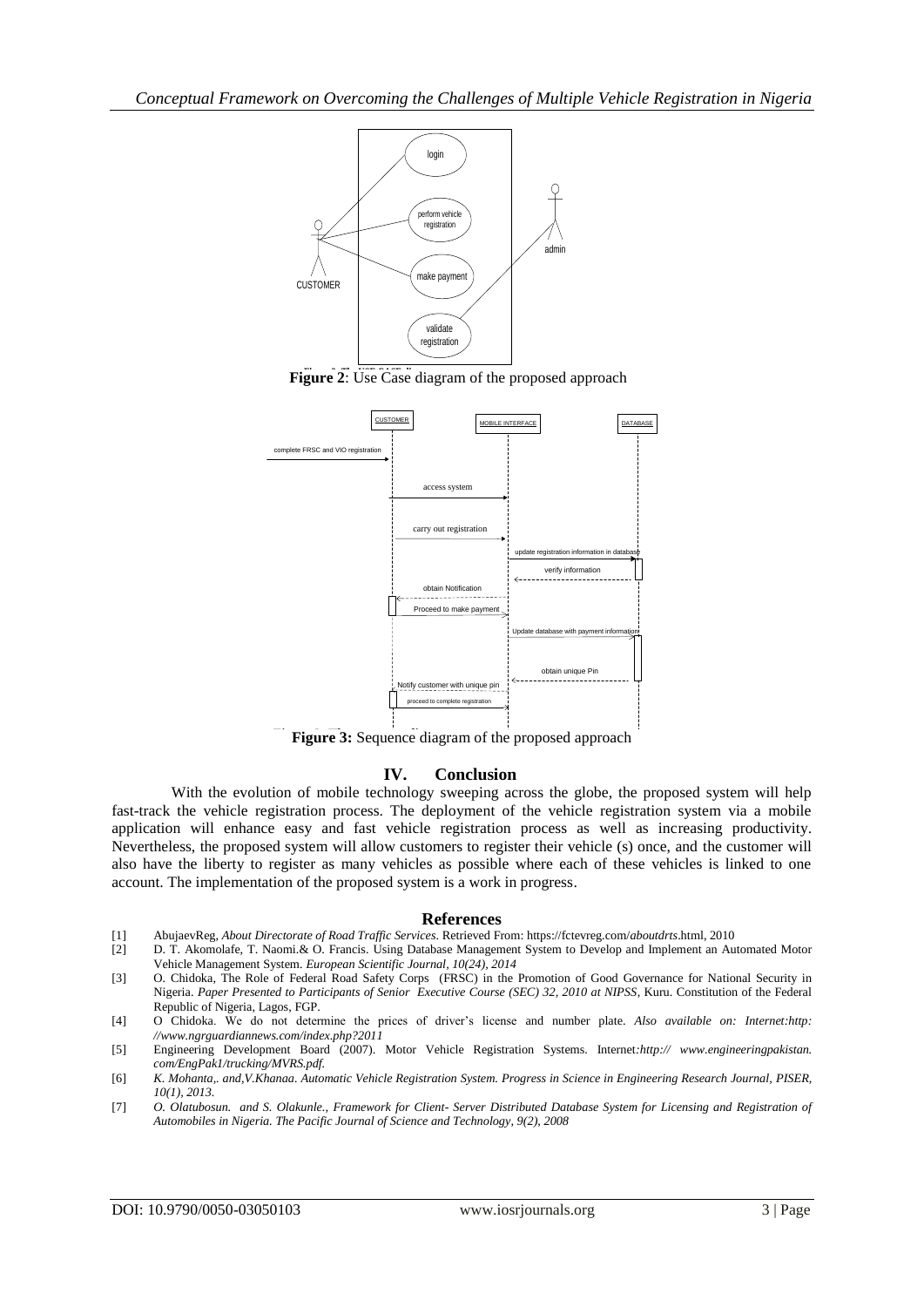login

perform vehicle registration

make payment

validate registration

CUSTOMER

admin

**Figure 2**: Use Case diagram of the proposed approach

CUSTOMER

MOBILE INTERFACE

DATABASE

complete FRSC and VIO registration

access system

carry out registration

update registration information in database

verify information

obtain Notification

Proceed to make payment

Update database with payment information

obtain unique Pin

Notify customer with unique pin

proceed to complete registration

**Figure 3:** Sequence diagram of the proposed approach

## IV. Conclusion

With the evolution of mobile technology sweeping across the globe, the proposed system will help fast-track the vehicle registration process. The deployment of the vehicle registration system via a mobile application will enhance easy and fast vehicle registration process as well as increasing productivity. Nevertheless, the proposed system will allow customers to register their vehicle (s) once, and the customer will also have the liberty to register as many vehicles as possible where each of these vehicles is linked to one account. The implementation of the proposed system is a work in progress.

## References

[1] AbujaevReg, *About Directorate of Road Traffic Services*. Retrieved From: https://fctevreg.com/*aboutdrts*.html, 2010

[2] D. T. Akomolafe, T. Naomi.& O. Francis. Using Database Management System to Develop and Implement an Automated Motor Vehicle Management System. *European Scientific Journal, 10(24), 2014*

[3] O. Chidoka, The Role of Federal Road Safety Corps (FRSC) in the Promotion of Good Governance for National Security in Nigeria. *Paper Presented to Participants of Senior Executive Course (SEC) 32, 2010 at NIPSS*, Kuru. Constitution of the Federal Republic of Nigeria, Lagos, FGP.

[4] O Chidoka. We do not determine the prices of driver's license and number plate. *Also available on: Internet:http: //www.ngrguardiannews.com/index.php?2011*

[5] Engineering Development Board (2007). Motor Vehicle Registration Systems. Internet*:http:// www.engineeringpakistan. com/EngPak1/trucking/MVRS.pdf.*

[6] *K. Mohanta,. and,V.Khanaa. Automatic Vehicle Registration System. Progress in Science in Engineering Research Journal, PISER, 10(1), 2013.*

[7] *O. Olatubosun. and S. Olakunle., Framework for Client- Server Distributed Database System for Licensing and Registration of Automobiles in Nigeria. The Pacific Journal of Science and Technology, 9(2), 2008*